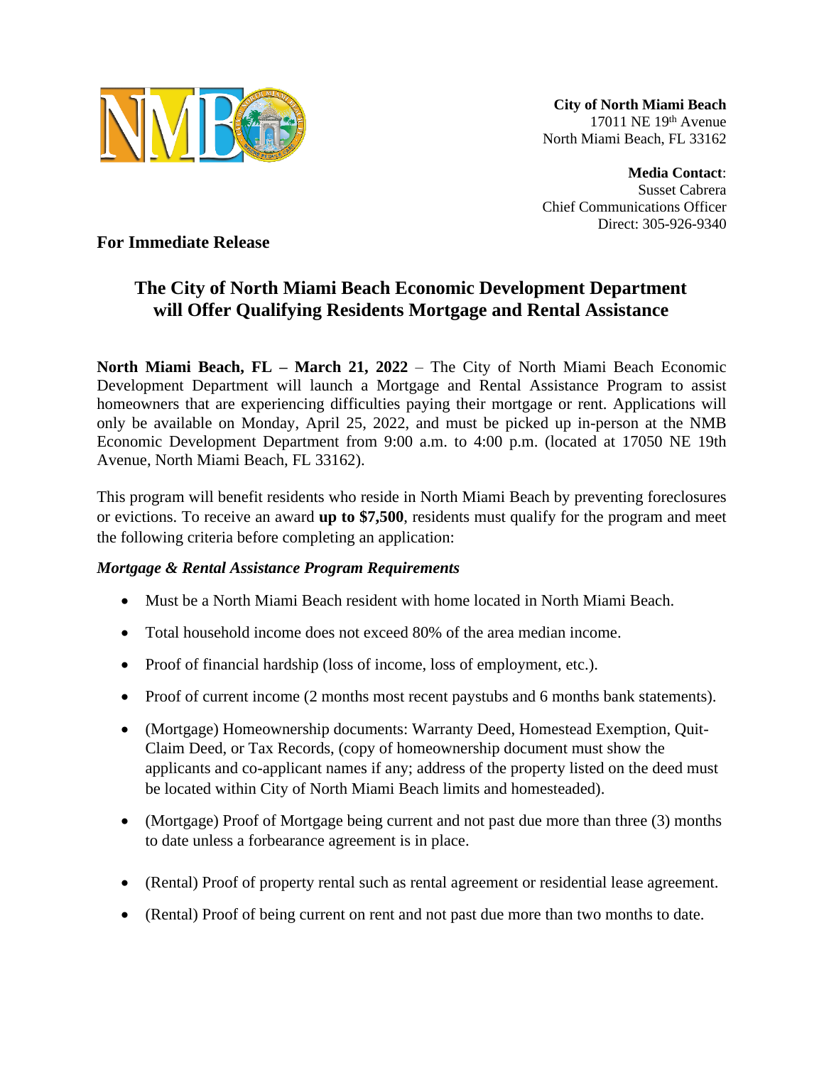**City of North Miami Beach**
17011 NE 19th Avenue
North Miami Beach, FL 33162

**Media Contact**:
Susset Cabrera
Chief Communications Officer
Direct: 305-926-9340

**For Immediate Release**

# The City of North Miami Beach Economic Development Department will Offer Qualifying Residents Mortgage and Rental Assistance

**North Miami Beach, FL – March 21, 2022** – The City of North Miami Beach Economic Development Department will launch a Mortgage and Rental Assistance Program to assist homeowners that are experiencing difficulties paying their mortgage or rent. Applications will only be available on Monday, April 25, 2022, and must be picked up in-person at the NMB Economic Development Department from 9:00 a.m. to 4:00 p.m. (located at 17050 NE 19th Avenue, North Miami Beach, FL 33162).

This program will benefit residents who reside in North Miami Beach by preventing foreclosures or evictions. To receive an award **up to $7,500**, residents must qualify for the program and meet the following criteria before completing an application:

***Mortgage & Rental Assistance Program Requirements***

- Must be a North Miami Beach resident with home located in North Miami Beach.
- Total household income does not exceed 80% of the area median income.
- Proof of financial hardship (loss of income, loss of employment, etc.).
- Proof of current income (2 months most recent paystubs and 6 months bank statements).
- (Mortgage) Homeownership documents: Warranty Deed, Homestead Exemption, Quit-Claim Deed, or Tax Records, (copy of homeownership document must show the applicants and co-applicant names if any; address of the property listed on the deed must be located within City of North Miami Beach limits and homesteaded).
- (Mortgage) Proof of Mortgage being current and not past due more than three (3) months to date unless a forbearance agreement is in place.
- (Rental) Proof of property rental such as rental agreement or residential lease agreement.
- (Rental) Proof of being current on rent and not past due more than two months to date.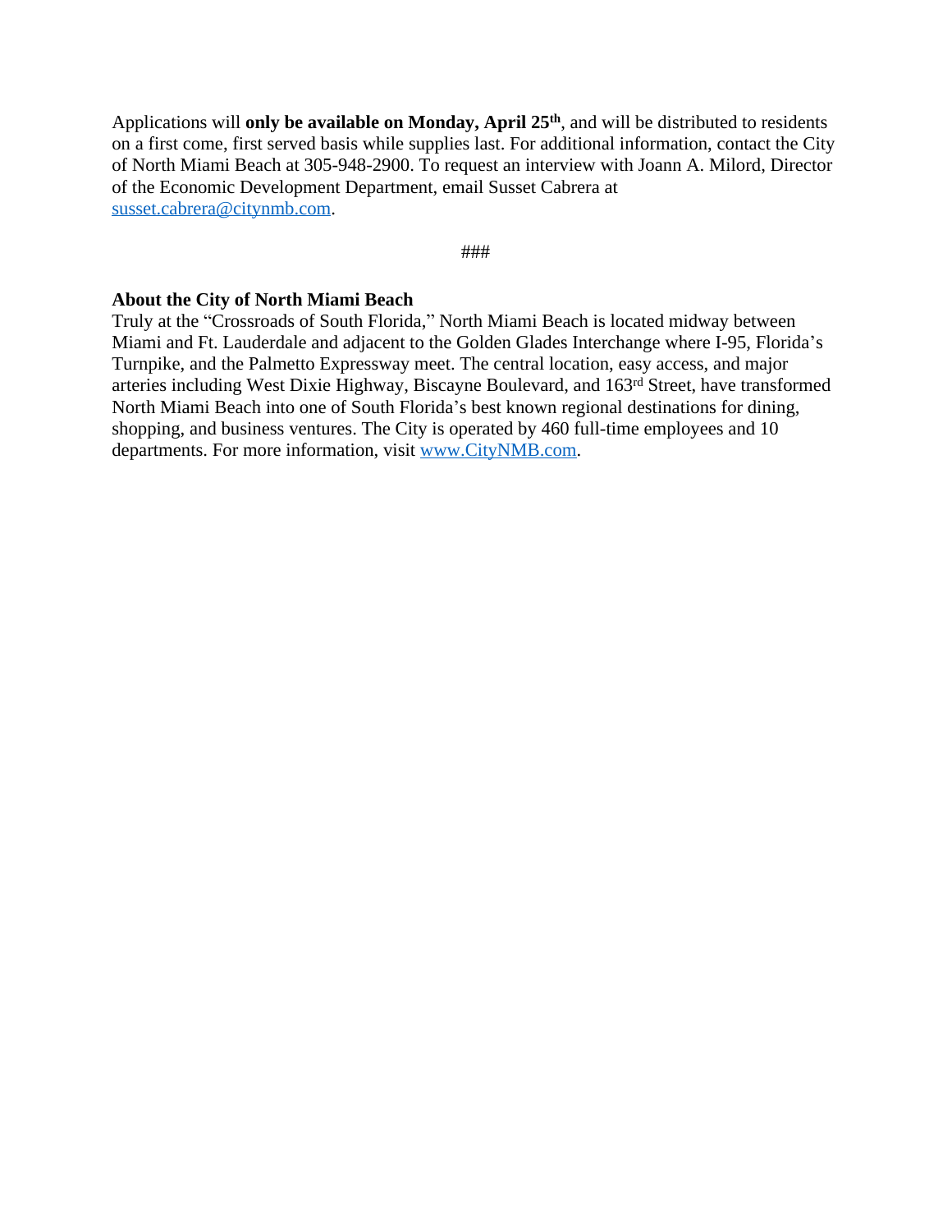Applications will **only be available on Monday, April 25th**, and will be distributed to residents on a first come, first served basis while supplies last. For additional information, contact the City of North Miami Beach at 305-948-2900. To request an interview with Joann A. Milord, Director of the Economic Development Department, email Susset Cabrera at susset.cabrera@citynmb.com.

###

**About the City of North Miami Beach**

Truly at the "Crossroads of South Florida," North Miami Beach is located midway between Miami and Ft. Lauderdale and adjacent to the Golden Glades Interchange where I-95, Florida's Turnpike, and the Palmetto Expressway meet. The central location, easy access, and major arteries including West Dixie Highway, Biscayne Boulevard, and 163rd Street, have transformed North Miami Beach into one of South Florida's best known regional destinations for dining, shopping, and business ventures. The City is operated by 460 full-time employees and 10 departments. For more information, visit www.CityNMB.com.